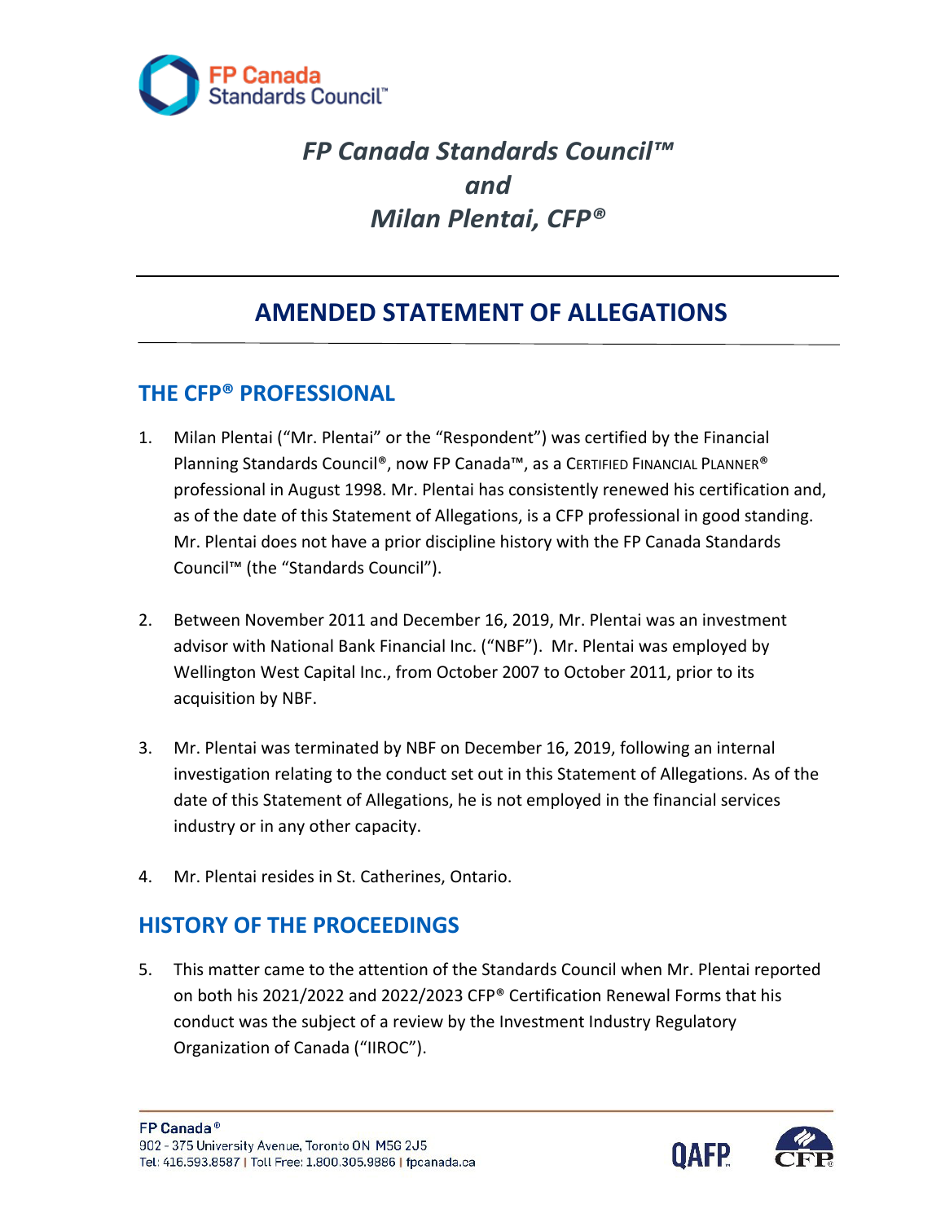*FP Canada Standards Council™*
*and*
*Milan Plentai, CFP®*

# AMENDED STATEMENT OF ALLEGATIONS

## THE CFP® PROFESSIONAL

1. Milan Plentai ("Mr. Plentai" or the "Respondent") was certified by the Financial Planning Standards Council®, now FP Canada™, as a CERTIFIED FINANCIAL PLANNER® professional in August 1998. Mr. Plentai has consistently renewed his certification and, as of the date of this Statement of Allegations, is a CFP professional in good standing. Mr. Plentai does not have a prior discipline history with the FP Canada Standards Council™ (the "Standards Council").

2. Between November 2011 and December 16, 2019, Mr. Plentai was an investment advisor with National Bank Financial Inc. ("NBF"). Mr. Plentai was employed by Wellington West Capital Inc., from October 2007 to October 2011, prior to its acquisition by NBF.

3. Mr. Plentai was terminated by NBF on December 16, 2019, following an internal investigation relating to the conduct set out in this Statement of Allegations. As of the date of this Statement of Allegations, he is not employed in the financial services industry or in any other capacity.

4. Mr. Plentai resides in St. Catherines, Ontario.

## HISTORY OF THE PROCEEDINGS

5. This matter came to the attention of the Standards Council when Mr. Plentai reported on both his 2021/2022 and 2022/2023 CFP® Certification Renewal Forms that his conduct was the subject of a review by the Investment Industry Regulatory Organization of Canada ("IIROC").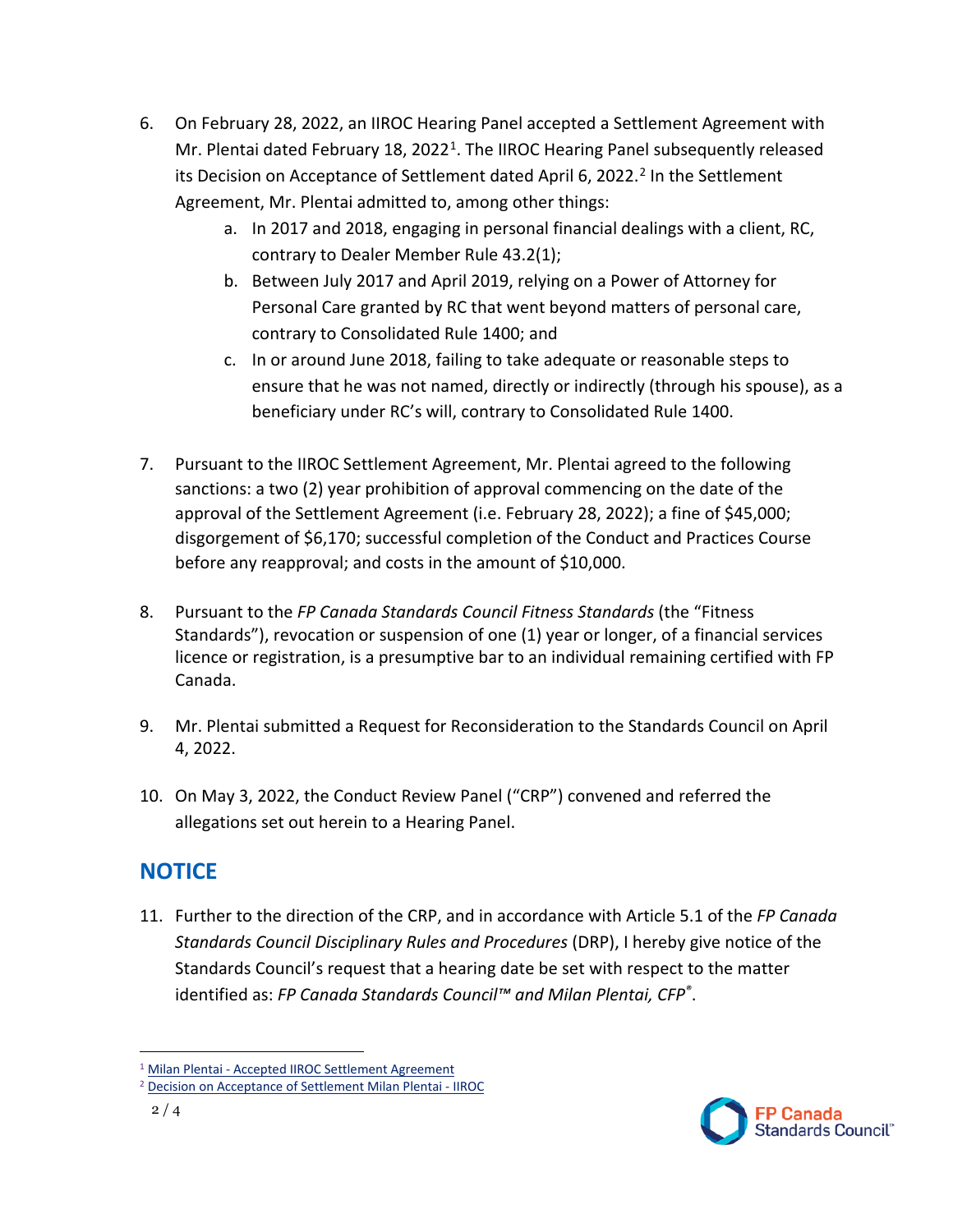6. On February 28, 2022, an IIROC Hearing Panel accepted a Settlement Agreement with Mr. Plentai dated February 18, 2022[1]. The IIROC Hearing Panel subsequently released its Decision on Acceptance of Settlement dated April 6, 2022.[2] In the Settlement Agreement, Mr. Plentai admitted to, among other things:
   a. In 2017 and 2018, engaging in personal financial dealings with a client, RC, contrary to Dealer Member Rule 43.2(1);
   b. Between July 2017 and April 2019, relying on a Power of Attorney for Personal Care granted by RC that went beyond matters of personal care, contrary to Consolidated Rule 1400; and
   c. In or around June 2018, failing to take adequate or reasonable steps to ensure that he was not named, directly or indirectly (through his spouse), as a beneficiary under RC's will, contrary to Consolidated Rule 1400.

7. Pursuant to the IIROC Settlement Agreement, Mr. Plentai agreed to the following sanctions: a two (2) year prohibition of approval commencing on the date of the approval of the Settlement Agreement (i.e. February 28, 2022); a fine of $45,000; disgorgement of $6,170; successful completion of the Conduct and Practices Course before any reapproval; and costs in the amount of $10,000.

8. Pursuant to the *FP Canada Standards Council Fitness Standards* (the "Fitness Standards"), revocation or suspension of one (1) year or longer, of a financial services licence or registration, is a presumptive bar to an individual remaining certified with FP Canada.

9. Mr. Plentai submitted a Request for Reconsideration to the Standards Council on April 4, 2022.

10. On May 3, 2022, the Conduct Review Panel ("CRP") convened and referred the allegations set out herein to a Hearing Panel.

## NOTICE

11. Further to the direction of the CRP, and in accordance with Article 5.1 of the *FP Canada Standards Council Disciplinary Rules and Procedures* (DRP), I hereby give notice of the Standards Council's request that a hearing date be set with respect to the matter identified as: *FP Canada Standards Council™ and Milan Plentai, CFP®*.

---

[1] Milan Plentai - Accepted IIROC Settlement Agreement

[2] Decision on Acceptance of Settlement Milan Plentai - IIROC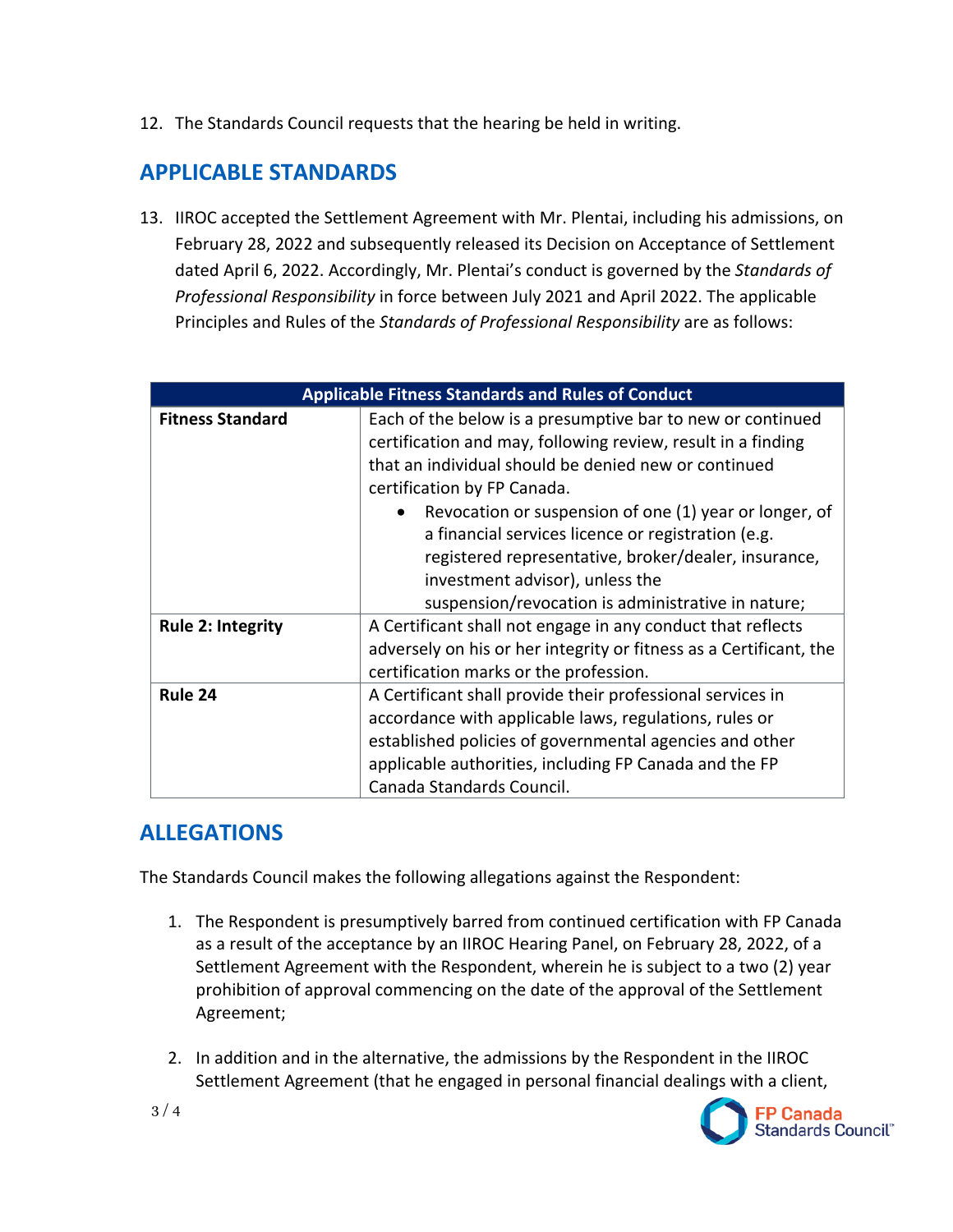12. The Standards Council requests that the hearing be held in writing.

## APPLICABLE STANDARDS

13. IIROC accepted the Settlement Agreement with Mr. Plentai, including his admissions, on February 28, 2022 and subsequently released its Decision on Acceptance of Settlement dated April 6, 2022. Accordingly, Mr. Plentai's conduct is governed by the *Standards of Professional Responsibility* in force between July 2021 and April 2022. The applicable Principles and Rules of the *Standards of Professional Responsibility* are as follows:

| Applicable Fitness Standards and Rules of Conduct | |
|---|---|
| **Fitness Standard** | Each of the below is a presumptive bar to new or continued certification and may, following review, result in a finding that an individual should be denied new or continued certification by FP Canada.<br>• Revocation or suspension of one (1) year or longer, of a financial services licence or registration (e.g. registered representative, broker/dealer, insurance, investment advisor), unless the suspension/revocation is administrative in nature; |
| **Rule 2: Integrity** | A Certificant shall not engage in any conduct that reflects adversely on his or her integrity or fitness as a Certificant, the certification marks or the profession. |
| **Rule 24** | A Certificant shall provide their professional services in accordance with applicable laws, regulations, rules or established policies of governmental agencies and other applicable authorities, including FP Canada and the FP Canada Standards Council. |

## ALLEGATIONS

The Standards Council makes the following allegations against the Respondent:

1. The Respondent is presumptively barred from continued certification with FP Canada as a result of the acceptance by an IIROC Hearing Panel, on February 28, 2022, of a Settlement Agreement with the Respondent, wherein he is subject to a two (2) year prohibition of approval commencing on the date of the approval of the Settlement Agreement;

2. In addition and in the alternative, the admissions by the Respondent in the IIROC Settlement Agreement (that he engaged in personal financial dealings with a client,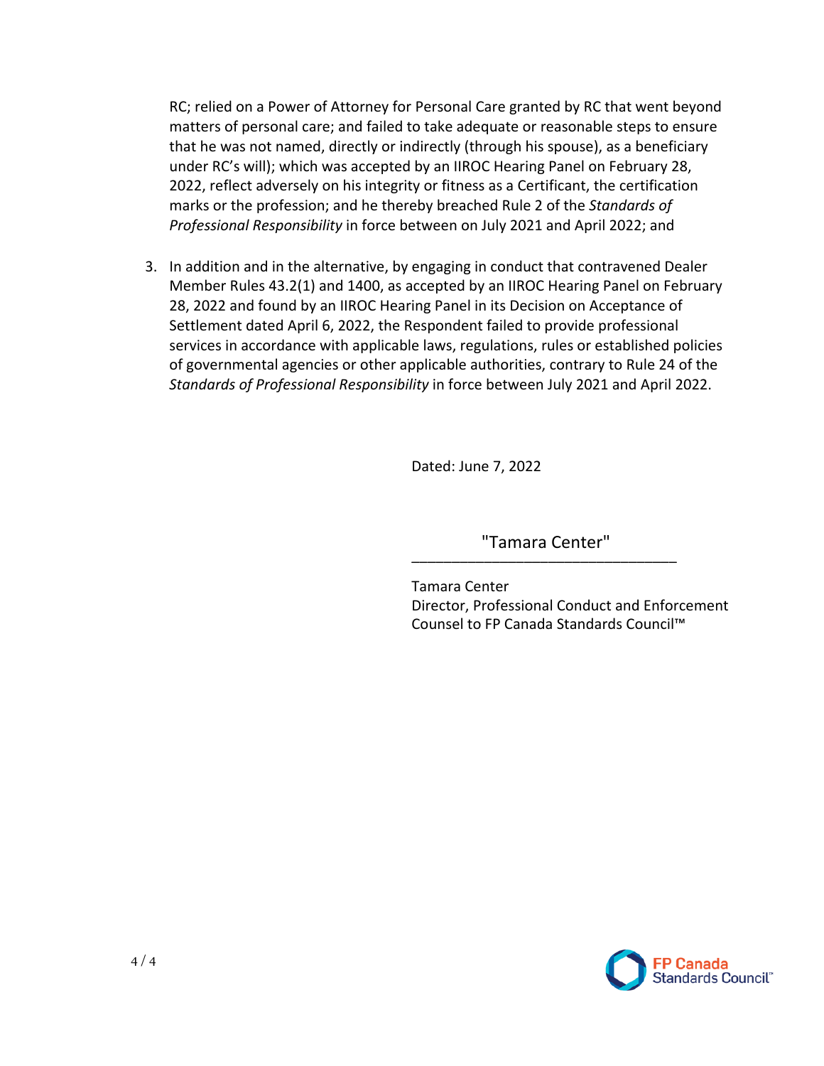RC; relied on a Power of Attorney for Personal Care granted by RC that went beyond matters of personal care; and failed to take adequate or reasonable steps to ensure that he was not named, directly or indirectly (through his spouse), as a beneficiary under RC's will); which was accepted by an IIROC Hearing Panel on February 28, 2022, reflect adversely on his integrity or fitness as a Certificant, the certification marks or the profession; and he thereby breached Rule 2 of the *Standards of Professional Responsibility* in force between on July 2021 and April 2022; and

3. In addition and in the alternative, by engaging in conduct that contravened Dealer Member Rules 43.2(1) and 1400, as accepted by an IIROC Hearing Panel on February 28, 2022 and found by an IIROC Hearing Panel in its Decision on Acceptance of Settlement dated April 6, 2022, the Respondent failed to provide professional services in accordance with applicable laws, regulations, rules or established policies of governmental agencies or other applicable authorities, contrary to Rule 24 of the *Standards of Professional Responsibility* in force between July 2021 and April 2022.

Dated: June 7, 2022

"Tamara Center"
\_\_\_\_\_\_\_\_\_\_\_\_\_\_\_\_\_\_\_\_\_\_\_\_\_\_\_\_\_\_\_\_

Tamara Center
Director, Professional Conduct and Enforcement
Counsel to FP Canada Standards Council™